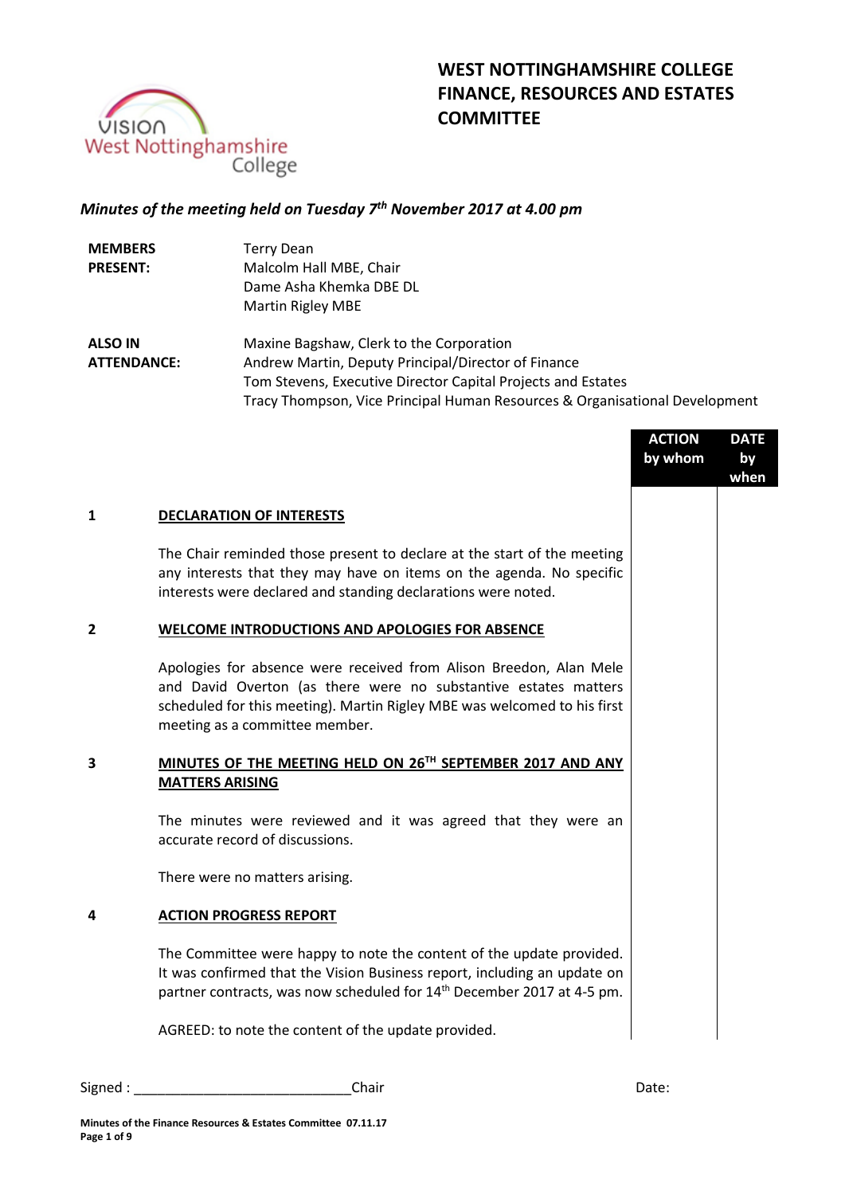# WEST NOTTINGHAMSHIRE COLLEGE FINANCE, RESOURCES AND ESTATES COMMITTEE

*Minutes of the meeting held on Tuesday 7th November 2017 at 4.00 pm*

| | |
|---|---|
| **MEMBERS PRESENT:** | Terry Dean<br>Malcolm Hall MBE, Chair<br>Dame Asha Khemka DBE DL<br>Martin Rigley MBE |
| **ALSO IN ATTENDANCE:** | Maxine Bagshaw, Clerk to the Corporation<br>Andrew Martin, Deputy Principal/Director of Finance<br>Tom Stevens, Executive Director Capital Projects and Estates<br>Tracy Thompson, Vice Principal Human Resources & Organisational Development |

| | | ACTION by whom | DATE by when |
|---|---|---|---|
| **1** | **DECLARATION OF INTERESTS** | | |
| | The Chair reminded those present to declare at the start of the meeting any interests that they may have on items on the agenda. No specific interests were declared and standing declarations were noted. | | |
| **2** | **WELCOME INTRODUCTIONS AND APOLOGIES FOR ABSENCE** | | |
| | Apologies for absence were received from Alison Breedon, Alan Mele and David Overton (as there were no substantive estates matters scheduled for this meeting). Martin Rigley MBE was welcomed to his first meeting as a committee member. | | |
| **3** | **MINUTES OF THE MEETING HELD ON 26TH SEPTEMBER 2017 AND ANY MATTERS ARISING** | | |
| | The minutes were reviewed and it was agreed that they were an accurate record of discussions. | | |
| | There were no matters arising. | | |
| **4** | **ACTION PROGRESS REPORT** | | |
| | The Committee were happy to note the content of the update provided. It was confirmed that the Vision Business report, including an update on partner contracts, was now scheduled for 14th December 2017 at 4-5 pm. | | |
| | AGREED: to note the content of the update provided. | | |

Signed : ___________________________ Chair　　　　Date: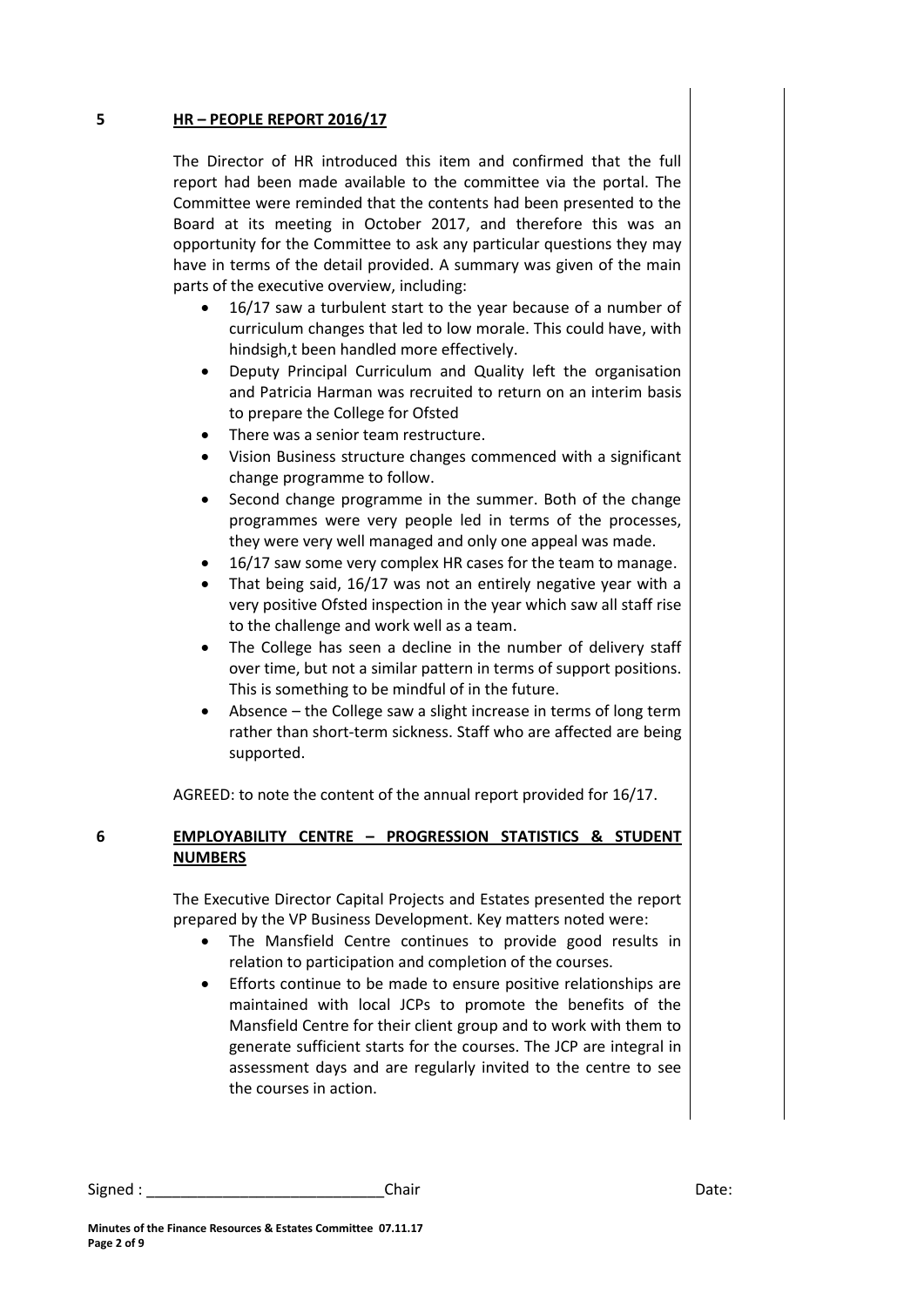**5** **HR – PEOPLE REPORT 2016/17**

The Director of HR introduced this item and confirmed that the full report had been made available to the committee via the portal. The Committee were reminded that the contents had been presented to the Board at its meeting in October 2017, and therefore this was an opportunity for the Committee to ask any particular questions they may have in terms of the detail provided. A summary was given of the main parts of the executive overview, including:

- 16/17 saw a turbulent start to the year because of a number of curriculum changes that led to low morale. This could have, with hindsigh,t been handled more effectively.
- Deputy Principal Curriculum and Quality left the organisation and Patricia Harman was recruited to return on an interim basis to prepare the College for Ofsted
- There was a senior team restructure.
- Vision Business structure changes commenced with a significant change programme to follow.
- Second change programme in the summer. Both of the change programmes were very people led in terms of the processes, they were very well managed and only one appeal was made.
- 16/17 saw some very complex HR cases for the team to manage.
- That being said, 16/17 was not an entirely negative year with a very positive Ofsted inspection in the year which saw all staff rise to the challenge and work well as a team.
- The College has seen a decline in the number of delivery staff over time, but not a similar pattern in terms of support positions. This is something to be mindful of in the future.
- Absence – the College saw a slight increase in terms of long term rather than short-term sickness. Staff who are affected are being supported.

AGREED: to note the content of the annual report provided for 16/17.

**6** **EMPLOYABILITY CENTRE – PROGRESSION STATISTICS & STUDENT NUMBERS**

The Executive Director Capital Projects and Estates presented the report prepared by the VP Business Development. Key matters noted were:

- The Mansfield Centre continues to provide good results in relation to participation and completion of the courses.
- Efforts continue to be made to ensure positive relationships are maintained with local JCPs to promote the benefits of the Mansfield Centre for their client group and to work with them to generate sufficient starts for the courses. The JCP are integral in assessment days and are regularly invited to the centre to see the courses in action.

Signed : ____________________________Chair Date:

**Minutes of the Finance Resources & Estates Committee 07.11.17**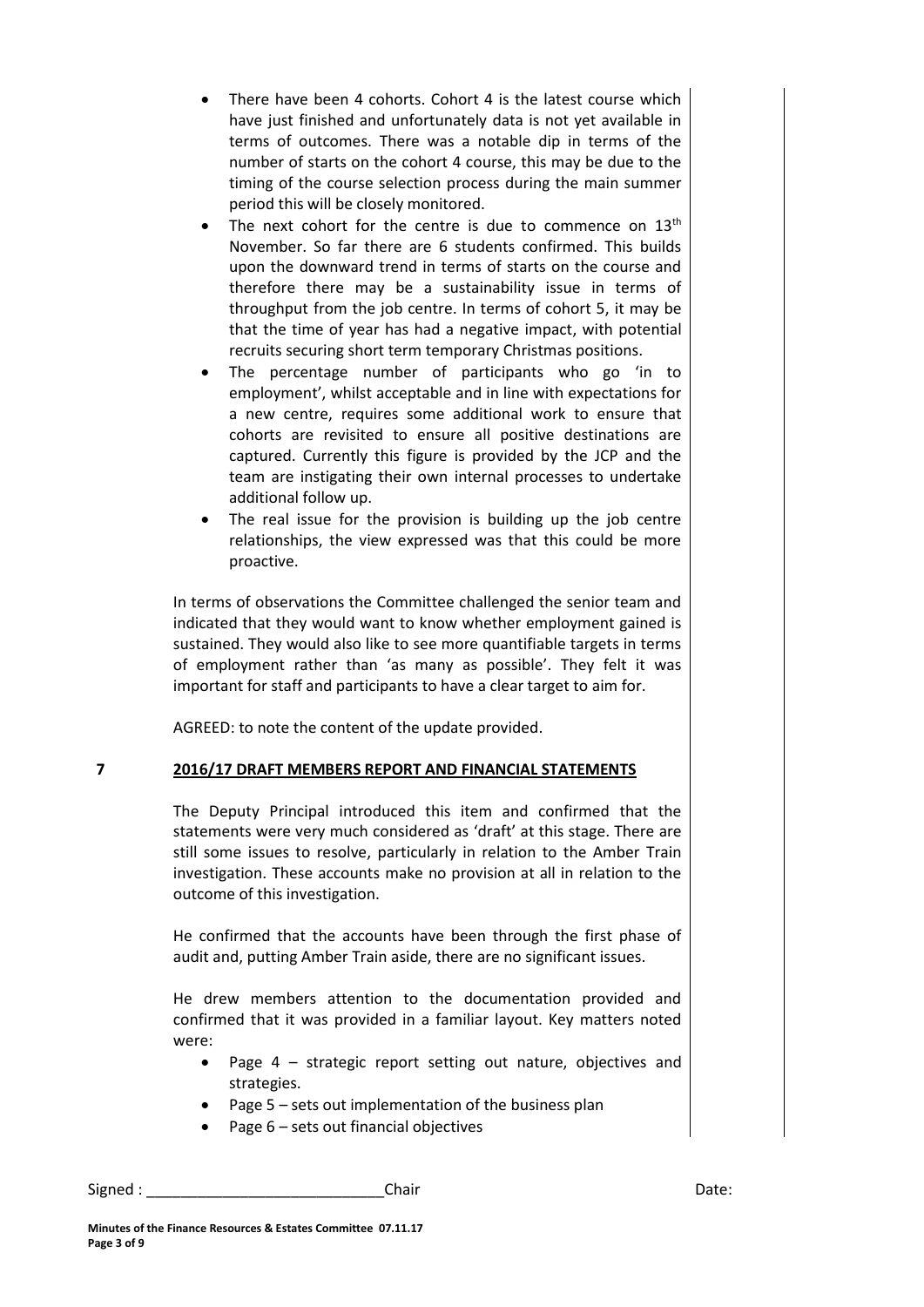- There have been 4 cohorts. Cohort 4 is the latest course which have just finished and unfortunately data is not yet available in terms of outcomes. There was a notable dip in terms of the number of starts on the cohort 4 course, this may be due to the timing of the course selection process during the main summer period this will be closely monitored.
- The next cohort for the centre is due to commence on 13th November. So far there are 6 students confirmed. This builds upon the downward trend in terms of starts on the course and therefore there may be a sustainability issue in terms of throughput from the job centre. In terms of cohort 5, it may be that the time of year has had a negative impact, with potential recruits securing short term temporary Christmas positions.
- The percentage number of participants who go 'in to employment', whilst acceptable and in line with expectations for a new centre, requires some additional work to ensure that cohorts are revisited to ensure all positive destinations are captured. Currently this figure is provided by the JCP and the team are instigating their own internal processes to undertake additional follow up.
- The real issue for the provision is building up the job centre relationships, the view expressed was that this could be more proactive.

In terms of observations the Committee challenged the senior team and indicated that they would want to know whether employment gained is sustained. They would also like to see more quantifiable targets in terms of employment rather than 'as many as possible'. They felt it was important for staff and participants to have a clear target to aim for.

AGREED: to note the content of the update provided.

**7 2016/17 DRAFT MEMBERS REPORT AND FINANCIAL STATEMENTS**

The Deputy Principal introduced this item and confirmed that the statements were very much considered as 'draft' at this stage. There are still some issues to resolve, particularly in relation to the Amber Train investigation. These accounts make no provision at all in relation to the outcome of this investigation.

He confirmed that the accounts have been through the first phase of audit and, putting Amber Train aside, there are no significant issues.

He drew members attention to the documentation provided and confirmed that it was provided in a familiar layout. Key matters noted were:

- Page 4 – strategic report setting out nature, objectives and strategies.
- Page 5 – sets out implementation of the business plan
- Page 6 – sets out financial objectives

Signed : ____________________________Chair Date: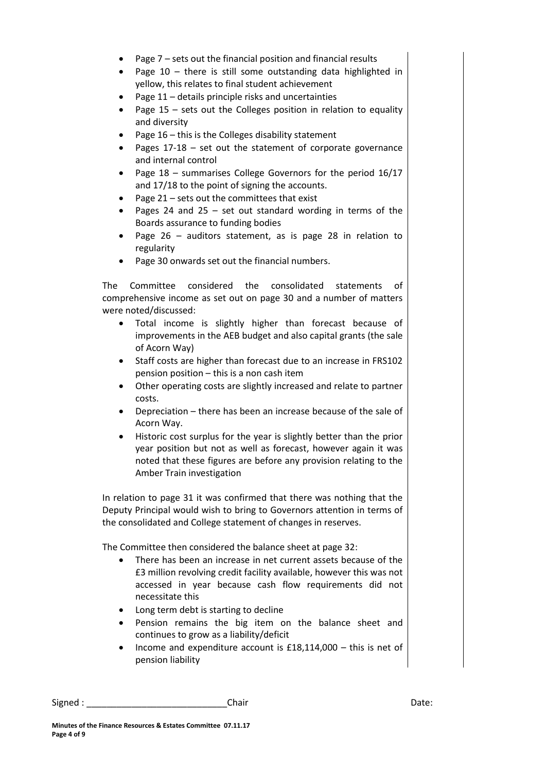- Page 7 – sets out the financial position and financial results
- Page 10 – there is still some outstanding data highlighted in yellow, this relates to final student achievement
- Page 11 – details principle risks and uncertainties
- Page 15 – sets out the Colleges position in relation to equality and diversity
- Page 16 – this is the Colleges disability statement
- Pages 17-18 – set out the statement of corporate governance and internal control
- Page 18 – summarises College Governors for the period 16/17 and 17/18 to the point of signing the accounts.
- Page 21 – sets out the committees that exist
- Pages 24 and 25 – set out standard wording in terms of the Boards assurance to funding bodies
- Page 26 – auditors statement, as is page 28 in relation to regularity
- Page 30 onwards set out the financial numbers.

The Committee considered the consolidated statements of comprehensive income as set out on page 30 and a number of matters were noted/discussed:

- Total income is slightly higher than forecast because of improvements in the AEB budget and also capital grants (the sale of Acorn Way)
- Staff costs are higher than forecast due to an increase in FRS102 pension position – this is a non cash item
- Other operating costs are slightly increased and relate to partner costs.
- Depreciation – there has been an increase because of the sale of Acorn Way.
- Historic cost surplus for the year is slightly better than the prior year position but not as well as forecast, however again it was noted that these figures are before any provision relating to the Amber Train investigation

In relation to page 31 it was confirmed that there was nothing that the Deputy Principal would wish to bring to Governors attention in terms of the consolidated and College statement of changes in reserves.

The Committee then considered the balance sheet at page 32:

- There has been an increase in net current assets because of the £3 million revolving credit facility available, however this was not accessed in year because cash flow requirements did not necessitate this
- Long term debt is starting to decline
- Pension remains the big item on the balance sheet and continues to grow as a liability/deficit
- Income and expenditure account is £18,114,000 – this is net of pension liability

Signed : \_\_\_\_\_\_\_\_\_\_\_\_\_\_\_\_\_\_\_\_\_\_\_\_\_\_\_\_Chair Date:

**Minutes of the Finance Resources & Estates Committee 07.11.17**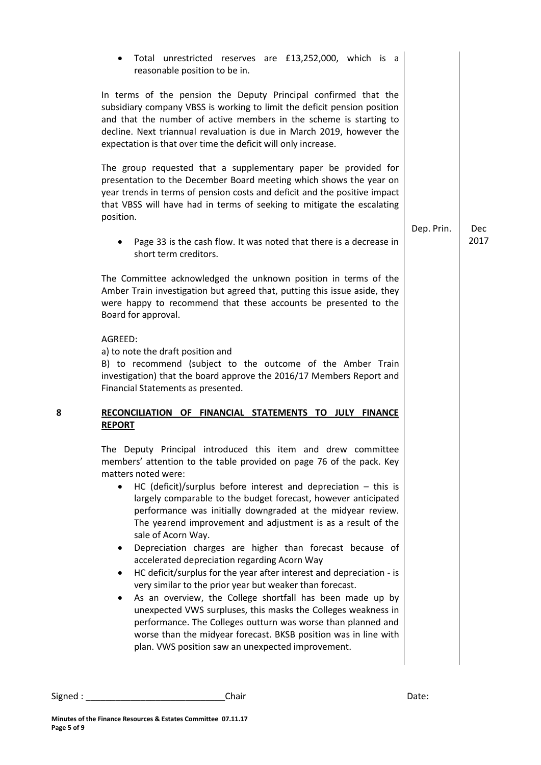- Total unrestricted reserves are £13,252,000, which is a reasonable position to be in.

In terms of the pension the Deputy Principal confirmed that the subsidiary company VBSS is working to limit the deficit pension position and that the number of active members in the scheme is starting to decline. Next triannual revaluation is due in March 2019, however the expectation is that over time the deficit will only increase.

The group requested that a supplementary paper be provided for presentation to the December Board meeting which shows the year on year trends in terms of pension costs and deficit and the positive impact that VBSS will have had in terms of seeking to mitigate the escalating position. — **Dep. Prin.** — **Dec 2017**

- Page 33 is the cash flow. It was noted that there is a decrease in short term creditors.

The Committee acknowledged the unknown position in terms of the Amber Train investigation but agreed that, putting this issue aside, they were happy to recommend that these accounts be presented to the Board for approval.

AGREED:
a) to note the draft position and
B) to recommend (subject to the outcome of the Amber Train investigation) that the board approve the 2016/17 Members Report and Financial Statements as presented.

## 8 RECONCILIATION OF FINANCIAL STATEMENTS TO JULY FINANCE REPORT

The Deputy Principal introduced this item and drew committee members' attention to the table provided on page 76 of the pack. Key matters noted were:

- HC (deficit)/surplus before interest and depreciation – this is largely comparable to the budget forecast, however anticipated performance was initially downgraded at the midyear review. The yearend improvement and adjustment is as a result of the sale of Acorn Way.
- Depreciation charges are higher than forecast because of accelerated depreciation regarding Acorn Way
- HC deficit/surplus for the year after interest and depreciation - is very similar to the prior year but weaker than forecast.
- As an overview, the College shortfall has been made up by unexpected VWS surpluses, this masks the Colleges weakness in performance. The Colleges outturn was worse than planned and worse than the midyear forecast. BKSB position was in line with plan. VWS position saw an unexpected improvement.

Signed : ____________________________ Chair                                        Date:

**Minutes of the Finance Resources & Estates Committee 07.11.17**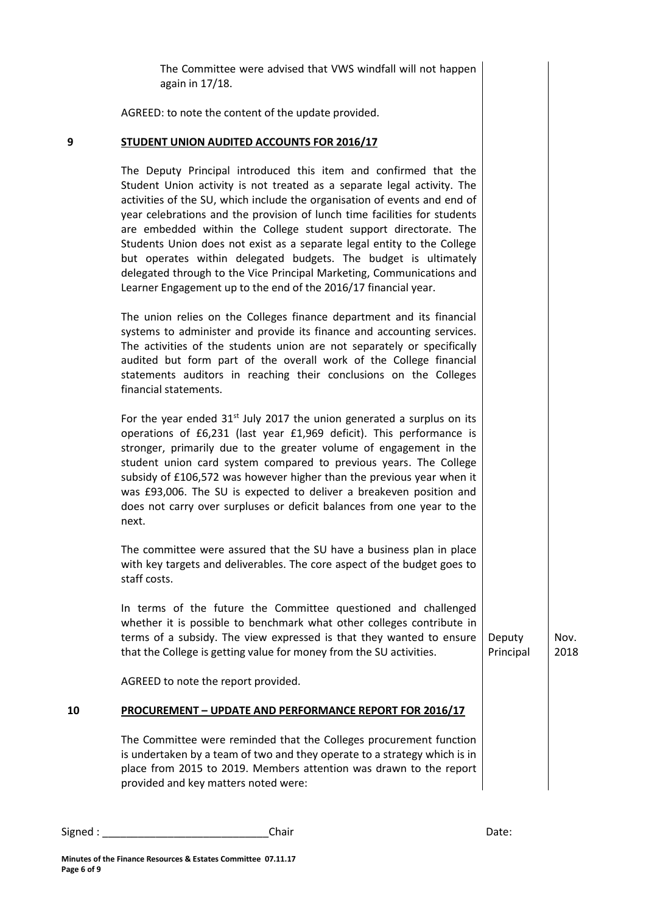The Committee were advised that VWS windfall will not happen again in 17/18.

AGREED: to note the content of the update provided.

## 9 STUDENT UNION AUDITED ACCOUNTS FOR 2016/17

The Deputy Principal introduced this item and confirmed that the Student Union activity is not treated as a separate legal activity. The activities of the SU, which include the organisation of events and end of year celebrations and the provision of lunch time facilities for students are embedded within the College student support directorate. The Students Union does not exist as a separate legal entity to the College but operates within delegated budgets. The budget is ultimately delegated through to the Vice Principal Marketing, Communications and Learner Engagement up to the end of the 2016/17 financial year.

The union relies on the Colleges finance department and its financial systems to administer and provide its finance and accounting services. The activities of the students union are not separately or specifically audited but form part of the overall work of the College financial statements auditors in reaching their conclusions on the Colleges financial statements.

For the year ended 31st July 2017 the union generated a surplus on its operations of £6,231 (last year £1,969 deficit). This performance is stronger, primarily due to the greater volume of engagement in the student union card system compared to previous years. The College subsidy of £106,572 was however higher than the previous year when it was £93,006. The SU is expected to deliver a breakeven position and does not carry over surpluses or deficit balances from one year to the next.

The committee were assured that the SU have a business plan in place with key targets and deliverables. The core aspect of the budget goes to staff costs.

In terms of the future the Committee questioned and challenged whether it is possible to benchmark what other colleges contribute in terms of a subsidy. The view expressed is that they wanted to ensure that the College is getting value for money from the SU activities. **Action: Deputy Principal — Nov. 2018**

AGREED to note the report provided.

## 10 PROCUREMENT – UPDATE AND PERFORMANCE REPORT FOR 2016/17

The Committee were reminded that the Colleges procurement function is undertaken by a team of two and they operate to a strategy which is in place from 2015 to 2019. Members attention was drawn to the report provided and key matters noted were:

Signed : ____________________________ Chair    Date: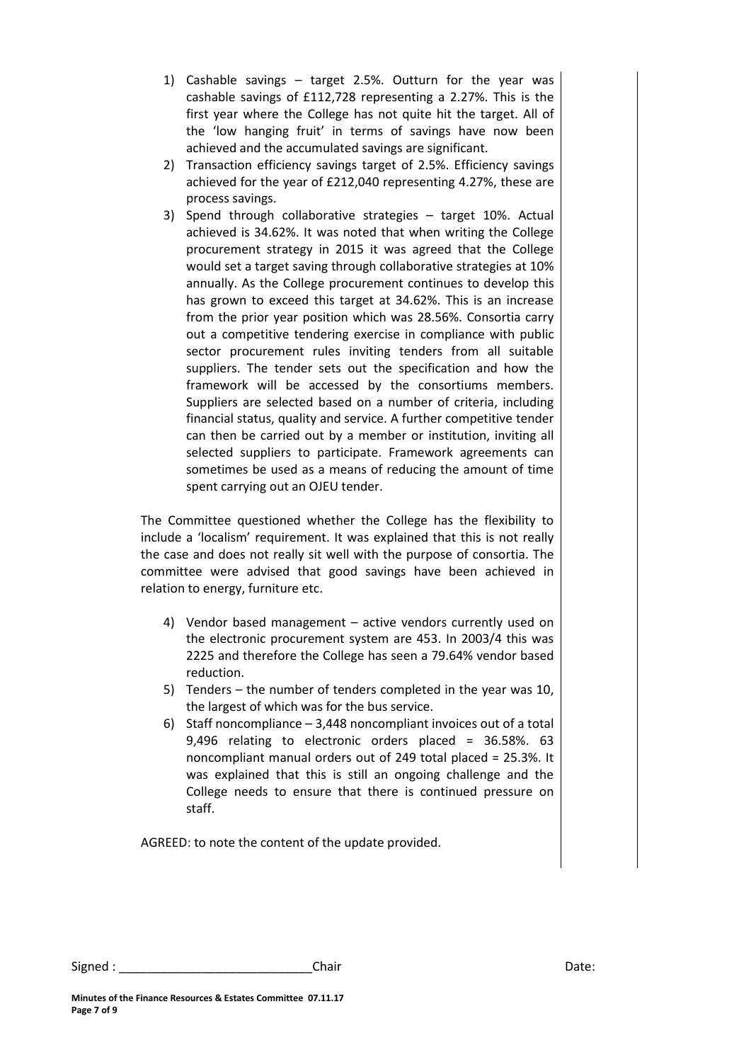1) Cashable savings – target 2.5%. Outturn for the year was cashable savings of £112,728 representing a 2.27%. This is the first year where the College has not quite hit the target. All of the 'low hanging fruit' in terms of savings have now been achieved and the accumulated savings are significant.
2) Transaction efficiency savings target of 2.5%. Efficiency savings achieved for the year of £212,040 representing 4.27%, these are process savings.
3) Spend through collaborative strategies – target 10%. Actual achieved is 34.62%. It was noted that when writing the College procurement strategy in 2015 it was agreed that the College would set a target saving through collaborative strategies at 10% annually. As the College procurement continues to develop this has grown to exceed this target at 34.62%. This is an increase from the prior year position which was 28.56%. Consortia carry out a competitive tendering exercise in compliance with public sector procurement rules inviting tenders from all suitable suppliers. The tender sets out the specification and how the framework will be accessed by the consortiums members. Suppliers are selected based on a number of criteria, including financial status, quality and service. A further competitive tender can then be carried out by a member or institution, inviting all selected suppliers to participate. Framework agreements can sometimes be used as a means of reducing the amount of time spent carrying out an OJEU tender.

The Committee questioned whether the College has the flexibility to include a 'localism' requirement. It was explained that this is not really the case and does not really sit well with the purpose of consortia. The committee were advised that good savings have been achieved in relation to energy, furniture etc.

4) Vendor based management – active vendors currently used on the electronic procurement system are 453. In 2003/4 this was 2225 and therefore the College has seen a 79.64% vendor based reduction.
5) Tenders – the number of tenders completed in the year was 10, the largest of which was for the bus service.
6) Staff noncompliance – 3,448 noncompliant invoices out of a total 9,496 relating to electronic orders placed = 36.58%. 63 noncompliant manual orders out of 249 total placed = 25.3%. It was explained that this is still an ongoing challenge and the College needs to ensure that there is continued pressure on staff.

AGREED: to note the content of the update provided.

Signed : ____________________________Chair Date:

**Minutes of the Finance Resources & Estates Committee 07.11.17**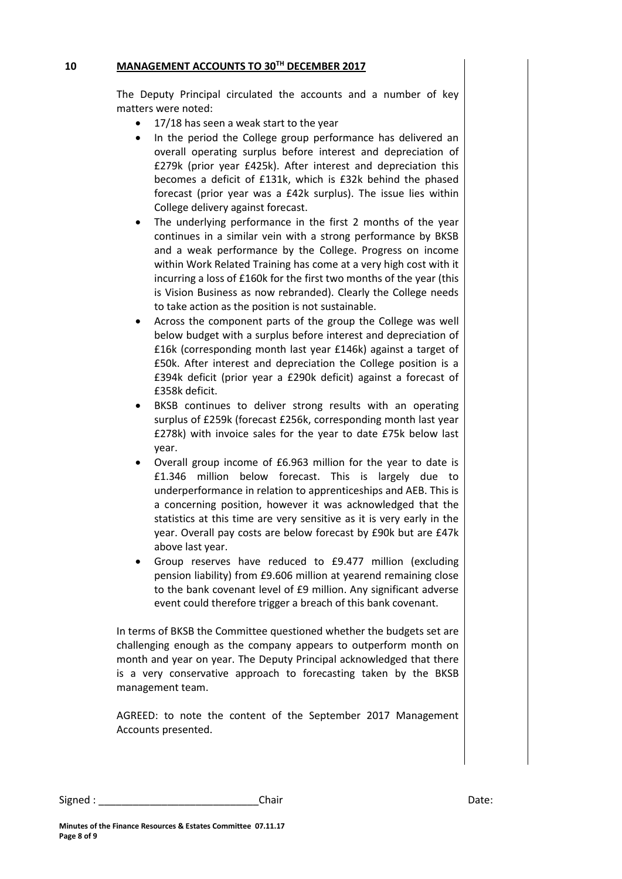## 10 MANAGEMENT ACCOUNTS TO 30TH DECEMBER 2017

The Deputy Principal circulated the accounts and a number of key matters were noted:

- 17/18 has seen a weak start to the year
- In the period the College group performance has delivered an overall operating surplus before interest and depreciation of £279k (prior year £425k). After interest and depreciation this becomes a deficit of £131k, which is £32k behind the phased forecast (prior year was a £42k surplus). The issue lies within College delivery against forecast.
- The underlying performance in the first 2 months of the year continues in a similar vein with a strong performance by BKSB and a weak performance by the College. Progress on income within Work Related Training has come at a very high cost with it incurring a loss of £160k for the first two months of the year (this is Vision Business as now rebranded). Clearly the College needs to take action as the position is not sustainable.
- Across the component parts of the group the College was well below budget with a surplus before interest and depreciation of £16k (corresponding month last year £146k) against a target of £50k. After interest and depreciation the College position is a £394k deficit (prior year a £290k deficit) against a forecast of £358k deficit.
- BKSB continues to deliver strong results with an operating surplus of £259k (forecast £256k, corresponding month last year £278k) with invoice sales for the year to date £75k below last year.
- Overall group income of £6.963 million for the year to date is £1.346 million below forecast. This is largely due to underperformance in relation to apprenticeships and AEB. This is a concerning position, however it was acknowledged that the statistics at this time are very sensitive as it is very early in the year. Overall pay costs are below forecast by £90k but are £47k above last year.
- Group reserves have reduced to £9.477 million (excluding pension liability) from £9.606 million at yearend remaining close to the bank covenant level of £9 million. Any significant adverse event could therefore trigger a breach of this bank covenant.

In terms of BKSB the Committee questioned whether the budgets set are challenging enough as the company appears to outperform month on month and year on year. The Deputy Principal acknowledged that there is a very conservative approach to forecasting taken by the BKSB management team.

AGREED: to note the content of the September 2017 Management Accounts presented.

Signed : ____________________________ Chair Date: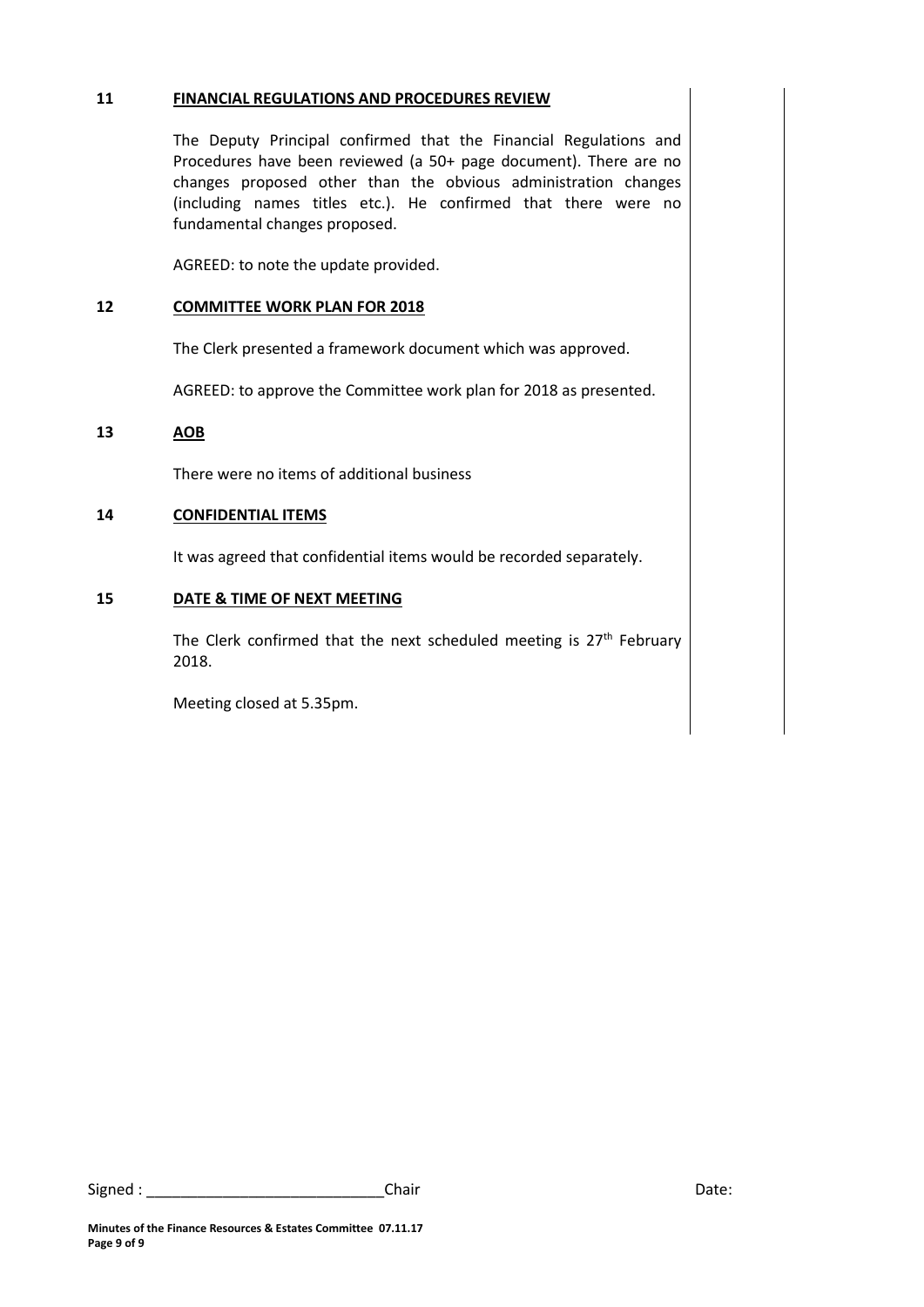## 11 FINANCIAL REGULATIONS AND PROCEDURES REVIEW

The Deputy Principal confirmed that the Financial Regulations and Procedures have been reviewed (a 50+ page document). There are no changes proposed other than the obvious administration changes (including names titles etc.). He confirmed that there were no fundamental changes proposed.

AGREED: to note the update provided.

## 12 COMMITTEE WORK PLAN FOR 2018

The Clerk presented a framework document which was approved.

AGREED: to approve the Committee work plan for 2018 as presented.

## 13 AOB

There were no items of additional business

## 14 CONFIDENTIAL ITEMS

It was agreed that confidential items would be recorded separately.

## 15 DATE & TIME OF NEXT MEETING

The Clerk confirmed that the next scheduled meeting is 27th February 2018.

Meeting closed at 5.35pm.

Signed : ____________________________Chair Date:

**Minutes of the Finance Resources & Estates Committee 07.11.17**